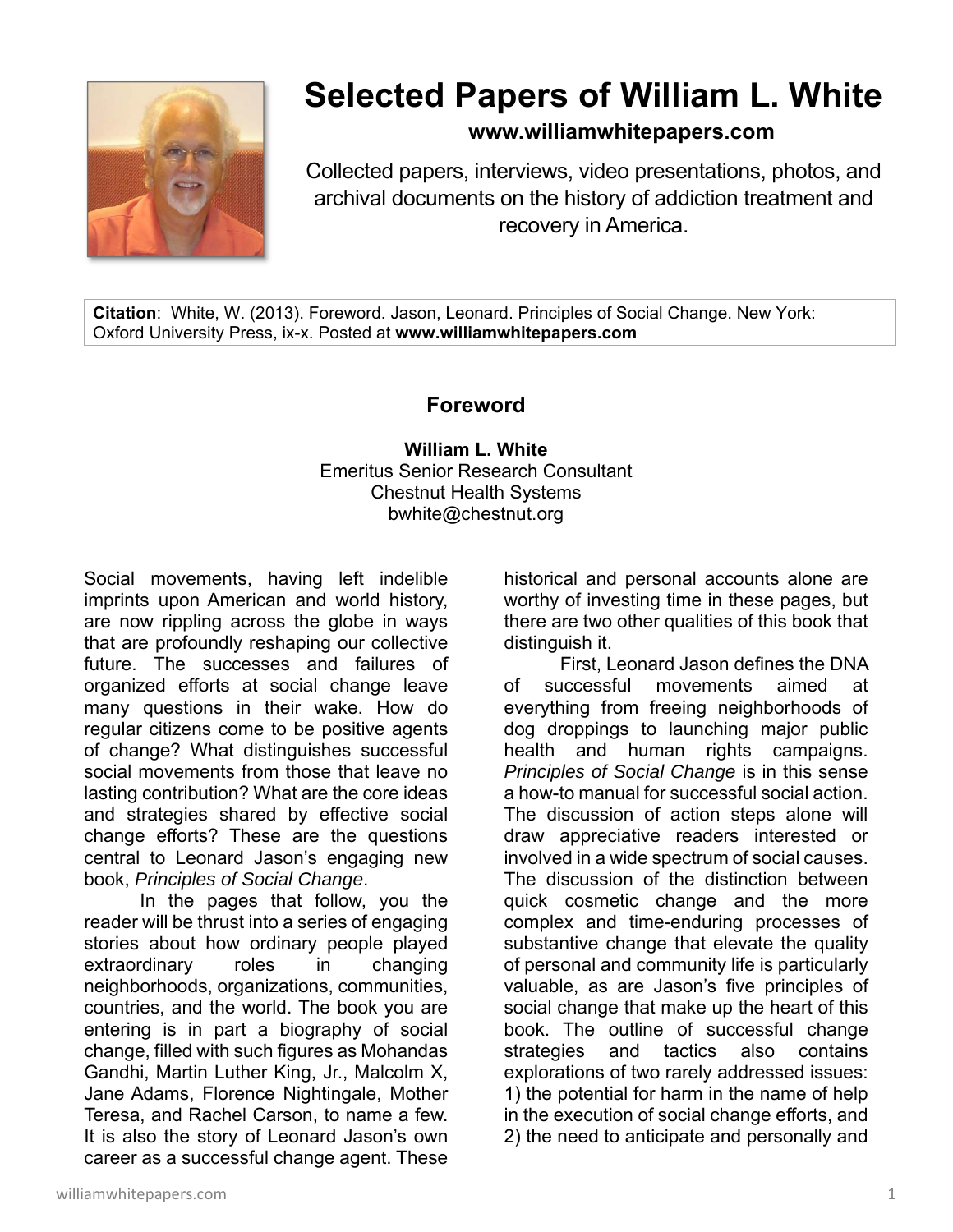# Selected Papers of William L. White

**www.williamwhitepapers.com**

Collected papers, interviews, video presentations, photos, and archival documents on the history of addiction treatment and recovery in America.

**Citation**: White, W. (2013). Foreword. Jason, Leonard. Principles of Social Change. New York: Oxford University Press, ix-x. Posted at **www.williamwhitepapers.com**

## Foreword

**William L. White**
Emeritus Senior Research Consultant
Chestnut Health Systems
bwhite@chestnut.org

Social movements, having left indelible imprints upon American and world history, are now rippling across the globe in ways that are profoundly reshaping our collective future. The successes and failures of organized efforts at social change leave many questions in their wake. How do regular citizens come to be positive agents of change? What distinguishes successful social movements from those that leave no lasting contribution? What are the core ideas and strategies shared by effective social change efforts? These are the questions central to Leonard Jason's engaging new book, *Principles of Social Change*.

In the pages that follow, you the reader will be thrust into a series of engaging stories about how ordinary people played extraordinary roles in changing neighborhoods, organizations, communities, countries, and the world. The book you are entering is in part a biography of social change, filled with such figures as Mohandas Gandhi, Martin Luther King, Jr., Malcolm X, Jane Adams, Florence Nightingale, Mother Teresa, and Rachel Carson, to name a few. It is also the story of Leonard Jason's own career as a successful change agent. These historical and personal accounts alone are worthy of investing time in these pages, but there are two other qualities of this book that distinguish it.

First, Leonard Jason defines the DNA of successful movements aimed at everything from freeing neighborhoods of dog droppings to launching major public health and human rights campaigns. *Principles of Social Change* is in this sense a how-to manual for successful social action. The discussion of action steps alone will draw appreciative readers interested or involved in a wide spectrum of social causes. The discussion of the distinction between quick cosmetic change and the more complex and time-enduring processes of substantive change that elevate the quality of personal and community life is particularly valuable, as are Jason's five principles of social change that make up the heart of this book. The outline of successful change strategies and tactics also contains explorations of two rarely addressed issues: 1) the potential for harm in the name of help in the execution of social change efforts, and 2) the need to anticipate and personally and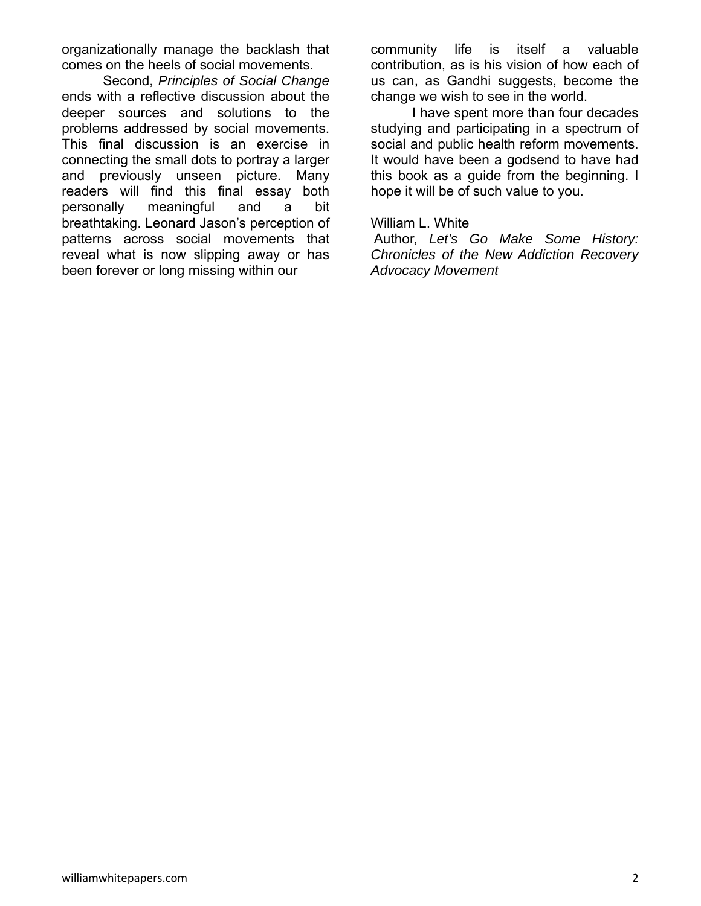organizationally manage the backlash that comes on the heels of social movements.

Second, *Principles of Social Change* ends with a reflective discussion about the deeper sources and solutions to the problems addressed by social movements. This final discussion is an exercise in connecting the small dots to portray a larger and previously unseen picture. Many readers will find this final essay both personally meaningful and a bit breathtaking. Leonard Jason's perception of patterns across social movements that reveal what is now slipping away or has been forever or long missing within our community life is itself a valuable contribution, as is his vision of how each of us can, as Gandhi suggests, become the change we wish to see in the world.

I have spent more than four decades studying and participating in a spectrum of social and public health reform movements. It would have been a godsend to have had this book as a guide from the beginning. I hope it will be of such value to you.

William L. White
Author, *Let's Go Make Some History: Chronicles of the New Addiction Recovery Advocacy Movement*